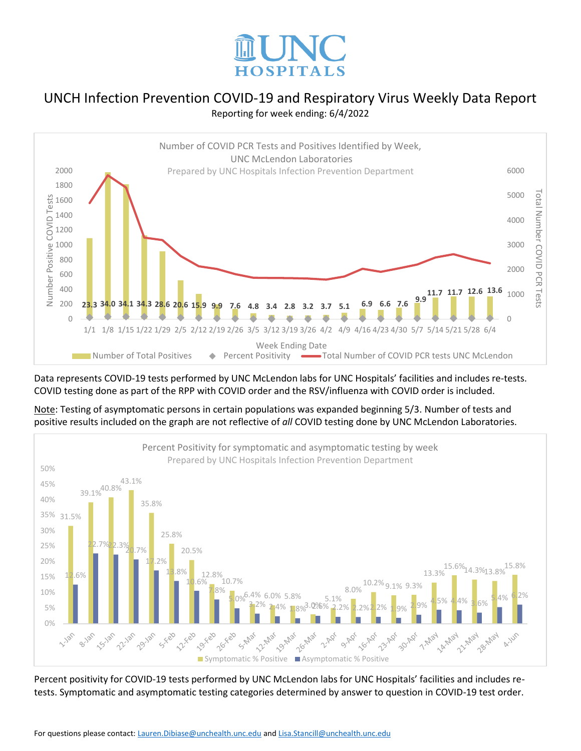# UNCH Infection Prevention COVID-19 and Respiratory Virus Weekly Data Report

Reporting for week ending: 6/4/2022

Number of COVID PCR Tests and Positives Identified by Week, UNC McLendon Laboratories

Prepared by UNC Hospitals Infection Prevention Department

| Week Ending Date | 1/1 | 1/8 | 1/15 | 1/22 | 1/29 | 2/5 | 2/12 | 2/19 | 2/26 | 3/5 | 3/12 | 3/19 | 3/26 | 4/2 | 4/9 | 4/16 | 4/23 | 4/30 | 5/7 | 5/14 | 5/21 | 5/28 | 6/4 |
|---|---|---|---|---|---|---|---|---|---|---|---|---|---|---|---|---|---|---|---|---|---|---|---|
| Percent Positivity | 23.3 | 34.0 | 34.1 | 34.3 | 28.6 | 20.6 | 15.9 | 9.9 | 7.6 | 4.8 | 3.4 | 2.8 | 3.2 | 3.7 | 5.1 | 6.9 | 6.6 | 7.6 | 9.9 | 11.7 | 11.7 | 12.6 | 13.6 |

Legend: Number of Total Positives; Percent Positivity; Total Number of COVID PCR tests UNC McLendon

Data represents COVID-19 tests performed by UNC McLendon labs for UNC Hospitals' facilities and includes re-tests. COVID testing done as part of the RPP with COVID order and the RSV/influenza with COVID order is included.

Note: Testing of asymptomatic persons in certain populations was expanded beginning 5/3. Number of tests and positive results included on the graph are not reflective of *all* COVID testing done by UNC McLendon Laboratories.

Percent Positivity for symptomatic and asymptomatic testing by week

Prepared by UNC Hospitals Infection Prevention Department

| Week | Symptomatic % Positive | Asymptomatic % Positive |
|---|---|---|
| 1-Jan | 31.5% | 12.6% |
| 8-Jan | 39.1% | 22.7% |
| 15-Jan | 40.8% | 22.3% |
| 22-Jan | 43.1% | 20.7% |
| 29-Jan | 35.8% | 17.2% |
| 5-Feb | 25.8% | 13.8% |
| 12-Feb | 20.5% | 10.6% |
| 19-Feb | 12.8% | 7.8% |
| 26-Feb | 10.7% | 5.0% |
| 5-Mar | 6.4% | 3.2% |
| 12-Mar | 6.0% | 2.4% |
| 19-Mar | 5.8% | 1.8% |
| 26-Mar | 3.0% | 2.6% |
| 2-Apr | 5.1% | 2.2% |
| 9-Apr | 8.0% | 2.2% |
| 16-Apr | 10.2% | 2.2% |
| 23-Apr | 9.1% | 1.9% |
| 30-Apr | 9.3% | 2.9% |
| 7-May | 13.3% | 4.5% |
| 14-May | 15.6% | 4.4% |
| 21-May | 14.3% | 3.6% |
| 28-May | 13.8% | 5.4% |
| 4-Jun | 15.8% | 6.2% |

Percent positivity for COVID-19 tests performed by UNC McLendon labs for UNC Hospitals' facilities and includes re-tests. Symptomatic and asymptomatic testing categories determined by answer to question in COVID-19 test order.

For questions please contact: Lauren.Dibiase@unchealth.unc.edu and Lisa.Stancill@unchealth.unc.edu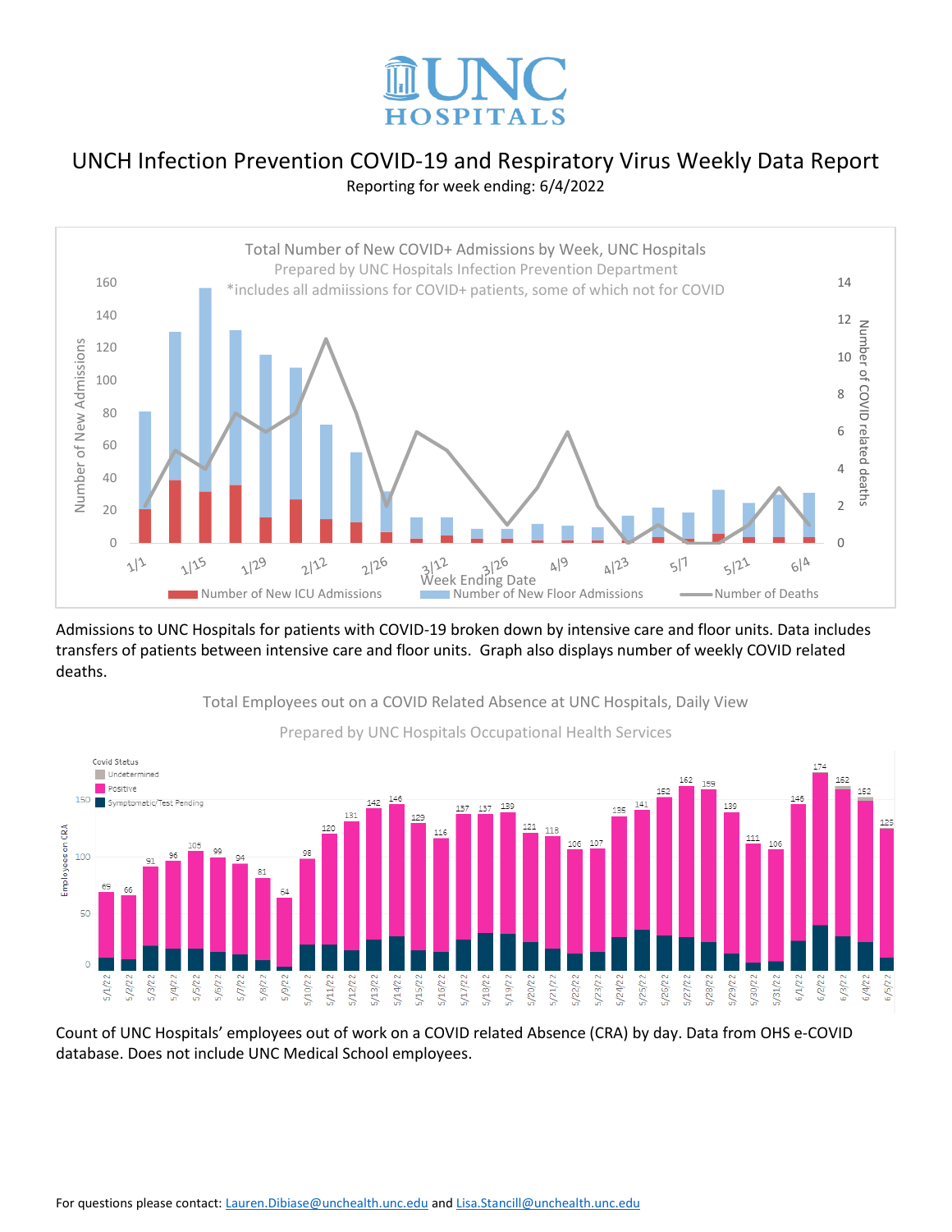# UNCH Infection Prevention COVID-19 and Respiratory Virus Weekly Data Report

Reporting for week ending: 6/4/2022

Admissions to UNC Hospitals for patients with COVID-19 broken down by intensive care and floor units. Data includes transfers of patients between intensive care and floor units. Graph also displays number of weekly COVID related deaths.

Count of UNC Hospitals' employees out of work on a COVID related Absence (CRA) by day. Data from OHS e-COVID database. Does not include UNC Medical School employees.

For questions please contact: Lauren.Dibiase@unchealth.unc.edu and Lisa.Stancill@unchealth.unc.edu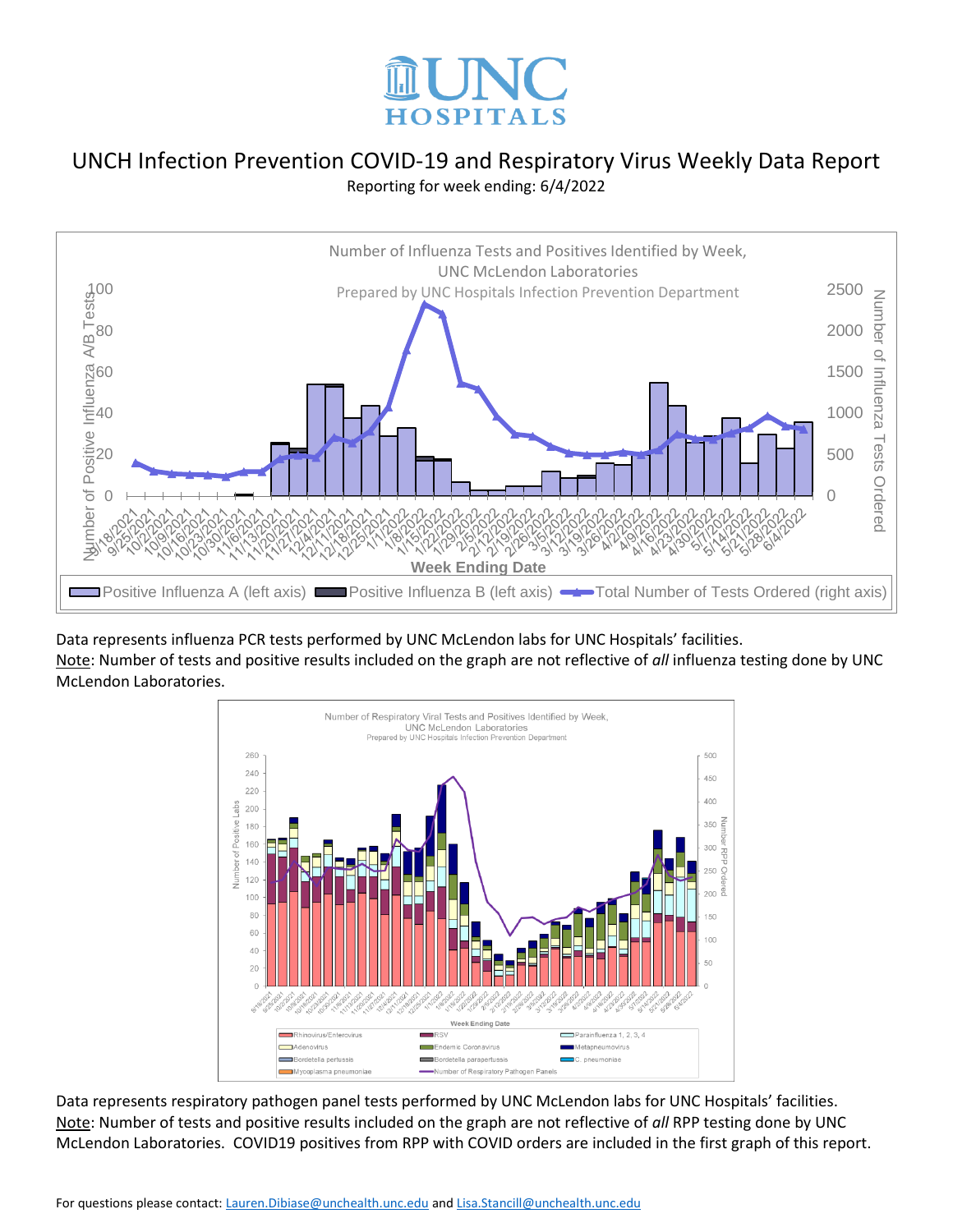# UNC HOSPITALS

## UNCH Infection Prevention COVID-19 and Respiratory Virus Weekly Data Report

Reporting for week ending: 6/4/2022

Number of Influenza Tests and Positives Identified by Week, UNC McLendon Laboratories
Prepared by UNC Hospitals Infection Prevention Department

Positive Influenza A (left axis) | Positive Influenza B (left axis) | Total Number of Tests Ordered (right axis)

Data represents influenza PCR tests performed by UNC McLendon labs for UNC Hospitals' facilities.

Note: Number of tests and positive results included on the graph are not reflective of *all* influenza testing done by UNC McLendon Laboratories.

Number of Respiratory Viral Tests and Positives Identified by Week, UNC McLendon Laboratories
Prepared by UNC Hospitals Infection Prevention Department

Data represents respiratory pathogen panel tests performed by UNC McLendon labs for UNC Hospitals' facilities.

Note: Number of tests and positive results included on the graph are not reflective of *all* RPP testing done by UNC McLendon Laboratories. COVID19 positives from RPP with COVID orders are included in the first graph of this report.

For questions please contact: Lauren.Dibiase@unchealth.unc.edu and Lisa.Stancill@unchealth.unc.edu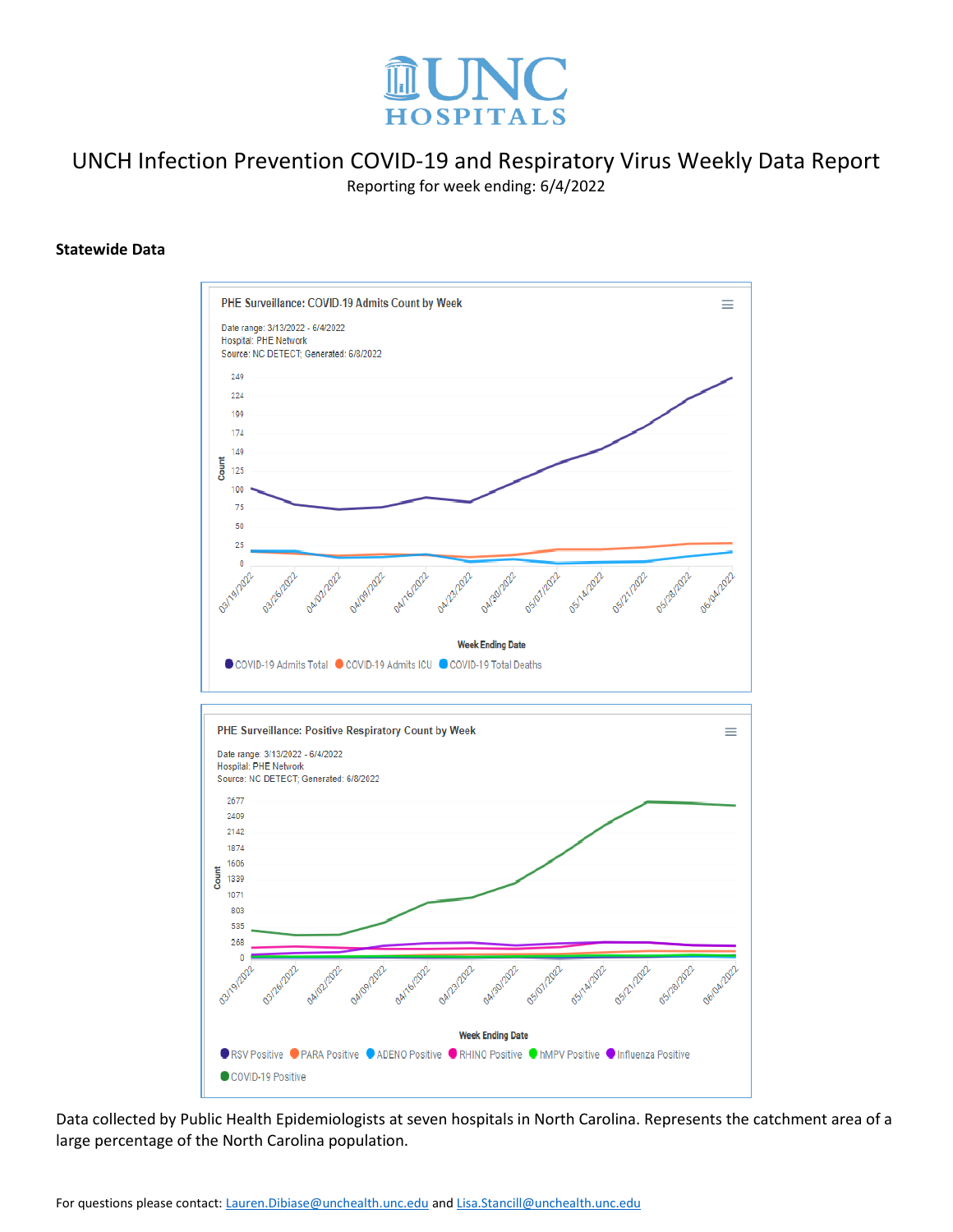# UNC HOSPITALS

## UNCH Infection Prevention COVID-19 and Respiratory Virus Weekly Data Report

Reporting for week ending: 6/4/2022

### Statewide Data

PHE Surveillance: COVID-19 Admits Count by Week

Date range: 3/13/2022 - 6/4/2022
Hospital: PHE Network
Source: NC DETECT; Generated: 6/8/2022

Count

249
224
199
174
149
125
100
75
50
25
0

03/19/2022
03/26/2022
04/02/2022
04/09/2022
04/16/2022
04/23/2022
04/30/2022
05/07/2022
05/14/2022
05/21/2022
05/28/2022
06/04/2022

Week Ending Date

COVID-19 Admits Total
COVID-19 Admits ICU
COVID-19 Total Deaths

PHE Surveillance: Positive Respiratory Count by Week

Date range: 3/13/2022 - 6/4/2022
Hospital: PHE Network
Source: NC DETECT; Generated: 6/8/2022

Count

2677
2409
2142
1874
1606
1339
1071
803
535
268
0

03/19/2022
03/26/2022
04/02/2022
04/09/2022
04/16/2022
04/23/2022
04/30/2022
05/07/2022
05/14/2022
05/21/2022
05/28/2022
06/04/2022

Week Ending Date

RSV Positive
PARA Positive
ADENO Positive
RHINO Positive
hMPV Positive
Influenza Positive
COVID-19 Positive

Data collected by Public Health Epidemiologists at seven hospitals in North Carolina. Represents the catchment area of a large percentage of the North Carolina population.

For questions please contact: Lauren.Dibiase@unchealth.unc.edu and Lisa.Stancill@unchealth.unc.edu